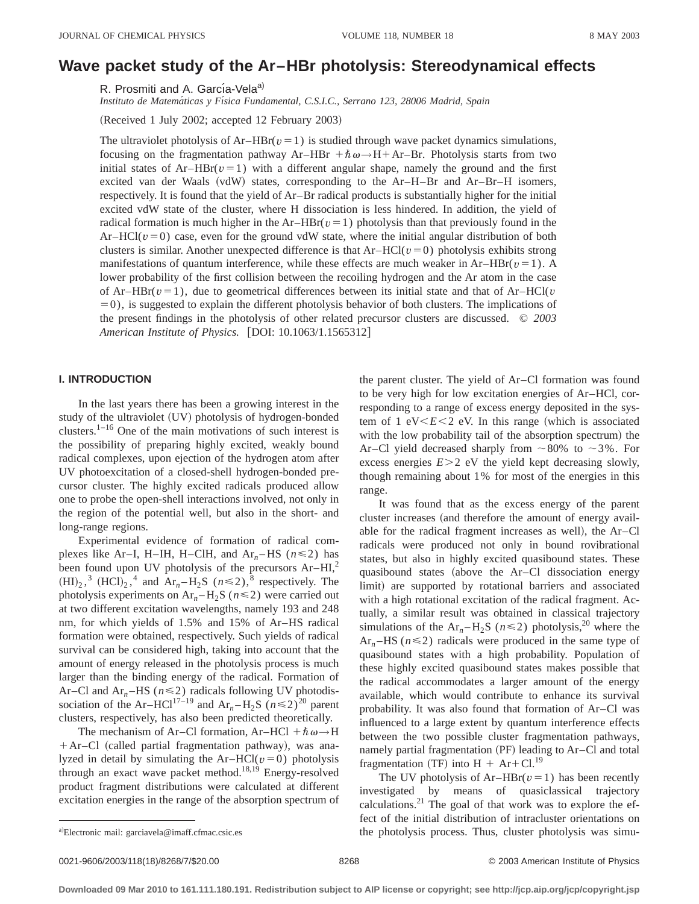# Wave packet study of the Ar–HBr photolysis: Stereodynamical effects

R. Prosmiti and A. García-Vela[a]

*Instituto de Matemáticas y Física Fundamental, C.S.I.C., Serrano 123, 28006 Madrid, Spain*

(Received 1 July 2002; accepted 12 February 2003)

The ultraviolet photolysis of Ar–HBr($v=1$) is studied through wave packet dynamics simulations, focusing on the fragmentation pathway Ar–HBr $+\hbar\omega\rightarrow$H+Ar–Br. Photolysis starts from two initial states of Ar–HBr($v=1$) with a different angular shape, namely the ground and the first excited van der Waals (vdW) states, corresponding to the Ar–H–Br and Ar–Br–H isomers, respectively. It is found that the yield of Ar–Br radical products is substantially higher for the initial excited vdW state of the cluster, where H dissociation is less hindered. In addition, the yield of radical formation is much higher in the Ar–HBr($v=1$) photolysis than that previously found in the Ar–HCl($v=0$) case, even for the ground vdW state, where the initial angular distribution of both clusters is similar. Another unexpected difference is that Ar–HCl($v=0$) photolysis exhibits strong manifestations of quantum interference, while these effects are much weaker in Ar–HBr($v=1$). A lower probability of the first collision between the recoiling hydrogen and the Ar atom in the case of Ar–HBr($v=1$), due to geometrical differences between its initial state and that of Ar–HCl($v=0$), is suggested to explain the different photolysis behavior of both clusters. The implications of the present findings in the photolysis of other related precursor clusters are discussed. © *2003 American Institute of Physics.* [DOI: 10.1063/1.1565312]

## I. INTRODUCTION

In the last years there has been a growing interest in the study of the ultraviolet (UV) photolysis of hydrogen-bonded clusters.[1–16] One of the main motivations of such interest is the possibility of preparing highly excited, weakly bound radical complexes, upon ejection of the hydrogen atom after UV photoexcitation of a closed-shell hydrogen-bonded precursor cluster. The highly excited radicals produced allow one to probe the open-shell interactions involved, not only in the region of the potential well, but also in the short- and long-range regions.

Experimental evidence of formation of radical complexes like Ar–I, H–IH, H–ClH, and $Ar_n$–HS ($n\leqslant 2$) has been found upon UV photolysis of the precursors Ar–HI,[2] $(HI)_2$,[3] $(HCl)_2$,[4] and $Ar_n$–$H_2S$ ($n\leqslant 2$),[8] respectively. The photolysis experiments on $Ar_n$–$H_2S$ ($n\leqslant 2$) were carried out at two different excitation wavelengths, namely 193 and 248 nm, for which yields of 1.5% and 15% of Ar–HS radical formation were obtained, respectively. Such yields of radical survival can be considered high, taking into account that the amount of energy released in the photolysis process is much larger than the binding energy of the radical. Formation of Ar–Cl and $Ar_n$–HS ($n\leqslant 2$) radicals following UV photodissociation of the Ar–HCl[17–19] and $Ar_n$–$H_2S$ ($n\leqslant 2$)[20] parent clusters, respectively, has also been predicted theoretically.

The mechanism of Ar–Cl formation, Ar–HCl $+\hbar\omega\rightarrow$H +Ar–Cl (called partial fragmentation pathway), was analyzed in detail by simulating the Ar–HCl($v=0$) photolysis through an exact wave packet method.[18,19] Energy-resolved product fragment distributions were calculated at different excitation energies in the range of the absorption spectrum of the parent cluster. The yield of Ar–Cl formation was found to be very high for low excitation energies of Ar–HCl, corresponding to a range of excess energy deposited in the system of 1 eV$<E<$2 eV. In this range (which is associated with the low probability tail of the absorption spectrum) the Ar–Cl yield decreased sharply from ~80% to ~3%. For excess energies $E>2$ eV the yield kept decreasing slowly, though remaining about 1% for most of the energies in this range.

It was found that as the excess energy of the parent cluster increases (and therefore the amount of energy available for the radical fragment increases as well), the Ar–Cl radicals were produced not only in bound rovibrational states, but also in highly excited quasibound states. These quasibound states (above the Ar–Cl dissociation energy limit) are supported by rotational barriers and associated with a high rotational excitation of the radical fragment. Actually, a similar result was obtained in classical trajectory simulations of the $Ar_n$–$H_2S$ ($n\leqslant 2$) photolysis,[20] where the $Ar_n$–HS ($n\leqslant 2$) radicals were produced in the same type of quasibound states with a high probability. Population of these highly excited quasibound states makes possible that the radical accommodates a larger amount of the energy available, which would contribute to enhance its survival probability. It was also found that formation of Ar–Cl was influenced to a large extent by quantum interference effects between the two possible cluster fragmentation pathways, namely partial fragmentation (PF) leading to Ar–Cl and total fragmentation (TF) into H + Ar+Cl.[19]

The UV photolysis of Ar–HBr($v=1$) has been recently investigated by means of quasiclassical trajectory calculations.[21] The goal of that work was to explore the effect of the initial distribution of intracluster orientations on the photolysis process. Thus, cluster photolysis was simu-

[a]Electronic mail: garciavela@imaff.cfmac.csic.es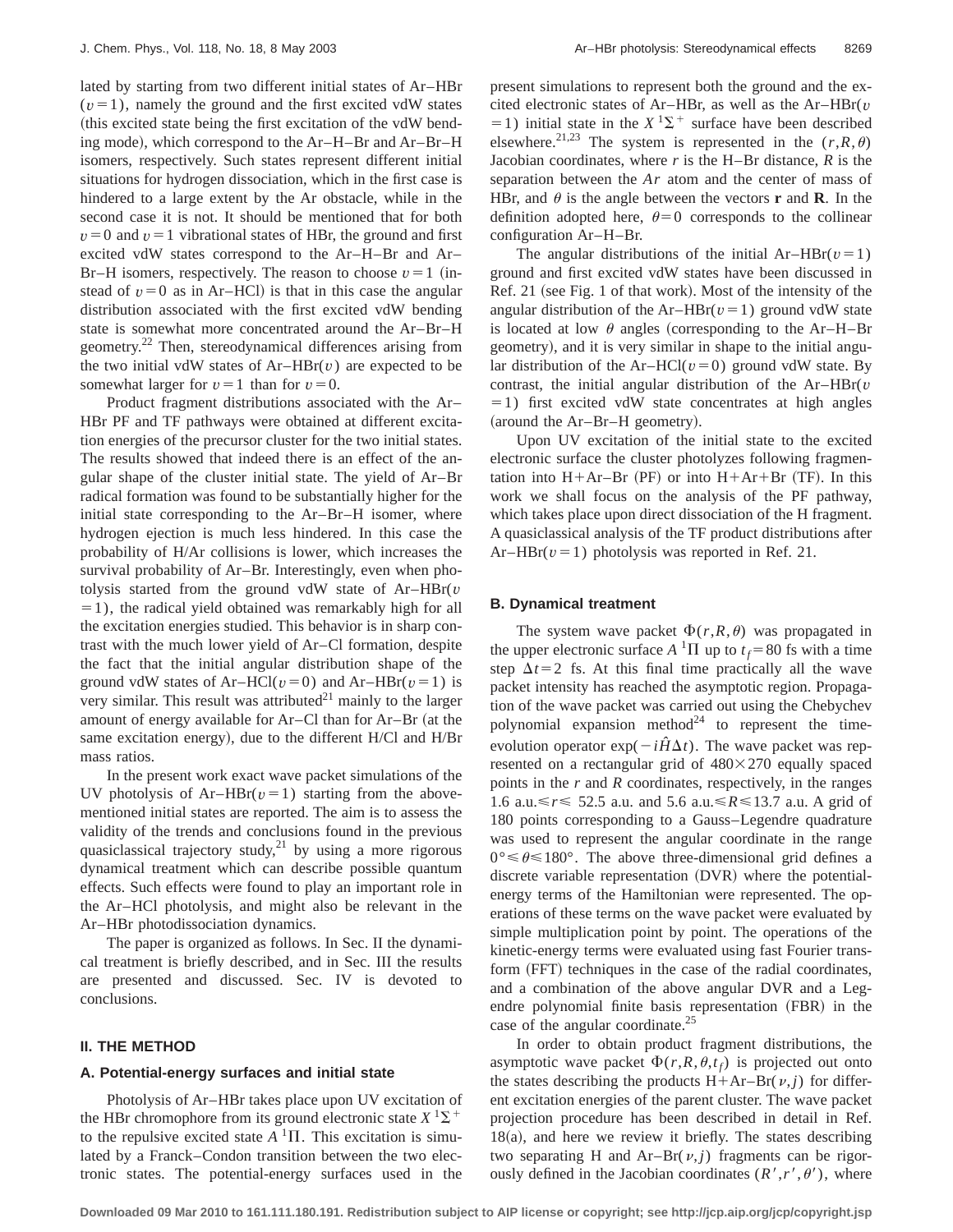lated by starting from two different initial states of Ar–HBr ($v=1$), namely the ground and the first excited vdW states (this excited state being the first excitation of the vdW bending mode), which correspond to the Ar–H–Br and Ar–Br–H isomers, respectively. Such states represent different initial situations for hydrogen dissociation, which in the first case is hindered to a large extent by the Ar obstacle, while in the second case it is not. It should be mentioned that for both $v=0$ and $v=1$ vibrational states of HBr, the ground and first excited vdW states correspond to the Ar–H–Br and Ar–Br–H isomers, respectively. The reason to choose $v=1$ (instead of $v=0$ as in Ar–HCl) is that in this case the angular distribution associated with the first excited vdW bending state is somewhat more concentrated around the Ar–Br–H geometry.[22] Then, stereodynamical differences arising from the two initial vdW states of Ar–HBr($v$) are expected to be somewhat larger for $v=1$ than for $v=0$.

Product fragment distributions associated with the Ar–HBr PF and TF pathways were obtained at different excitation energies of the precursor cluster for the two initial states. The results showed that indeed there is an effect of the angular shape of the cluster initial state. The yield of Ar–Br radical formation was found to be substantially higher for the initial state corresponding to the Ar–Br–H isomer, where hydrogen ejection is much less hindered. In this case the probability of H/Ar collisions is lower, which increases the survival probability of Ar–Br. Interestingly, even when photolysis started from the ground vdW state of Ar–HBr($v=1$), the radical yield obtained was remarkably high for all the excitation energies studied. This behavior is in sharp contrast with the much lower yield of Ar–Cl formation, despite the fact that the initial angular distribution shape of the ground vdW states of Ar–HCl($v=0$) and Ar–HBr($v=1$) is very similar. This result was attributed[21] mainly to the larger amount of energy available for Ar–Cl than for Ar–Br (at the same excitation energy), due to the different H/Cl and H/Br mass ratios.

In the present work exact wave packet simulations of the UV photolysis of Ar–HBr($v=1$) starting from the above-mentioned initial states are reported. The aim is to assess the validity of the trends and conclusions found in the previous quasiclassical trajectory study,[21] by using a more rigorous dynamical treatment which can describe possible quantum effects. Such effects were found to play an important role in the Ar–HCl photolysis, and might also be relevant in the Ar–HBr photodissociation dynamics.

The paper is organized as follows. In Sec. II the dynamical treatment is briefly described, and in Sec. III the results are presented and discussed. Sec. IV is devoted to conclusions.

## II. THE METHOD

### A. Potential-energy surfaces and initial state

Photolysis of Ar–HBr takes place upon UV excitation of the HBr chromophore from its ground electronic state $X\,^1\Sigma^+$ to the repulsive excited state $A\,^1\Pi$. This excitation is simulated by a Franck–Condon transition between the two electronic states. The potential-energy surfaces used in the present simulations to represent both the ground and the excited electronic states of Ar–HBr, as well as the Ar–HBr($v=1$) initial state in the $X\,^1\Sigma^+$ surface have been described elsewhere.[21,23] The system is represented in the $(r,R,\theta)$ Jacobian coordinates, where $r$ is the H–Br distance, $R$ is the separation between the $Ar$ atom and the center of mass of HBr, and $\theta$ is the angle between the vectors $\mathbf{r}$ and $\mathbf{R}$. In the definition adopted here, $\theta=0$ corresponds to the collinear configuration Ar–H–Br.

The angular distributions of the initial Ar–HBr($v=1$) ground and first excited vdW states have been discussed in Ref. 21 (see Fig. 1 of that work). Most of the intensity of the angular distribution of the Ar–HBr($v=1$) ground vdW state is located at low $\theta$ angles (corresponding to the Ar–H–Br geometry), and it is very similar in shape to the initial angular distribution of the Ar–HCl($v=0$) ground vdW state. By contrast, the initial angular distribution of the Ar–HBr($v=1$) first excited vdW state concentrates at high angles (around the Ar–Br–H geometry).

Upon UV excitation of the initial state to the excited electronic surface the cluster photolyzes following fragmentation into H+Ar–Br (PF) or into H+Ar+Br (TF). In this work we shall focus on the analysis of the PF pathway, which takes place upon direct dissociation of the H fragment. A quasiclassical analysis of the TF product distributions after Ar–HBr($v=1$) photolysis was reported in Ref. 21.

### B. Dynamical treatment

The system wave packet $\Phi(r,R,\theta)$ was propagated in the upper electronic surface $A\,^1\Pi$ up to $t_f=80$ fs with a time step $\Delta t=2$ fs. At this final time practically all the wave packet intensity has reached the asymptotic region. Propagation of the wave packet was carried out using the Chebychev polynomial expansion method[24] to represent the time-evolution operator $\exp(-i\hat{H}\Delta t)$. The wave packet was represented on a rectangular grid of $480\times270$ equally spaced points in the $r$ and $R$ coordinates, respectively, in the ranges 1.6 a.u.$\leqslant r \leqslant$ 52.5 a.u. and 5.6 a.u.$\leqslant R \leqslant$13.7 a.u. A grid of 180 points corresponding to a Gauss–Legendre quadrature was used to represent the angular coordinate in the range $0°\leqslant\theta\leqslant180°$. The above three-dimensional grid defines a discrete variable representation (DVR) where the potential-energy terms of the Hamiltonian were represented. The operations of these terms on the wave packet were evaluated by simple multiplication point by point. The operations of the kinetic-energy terms were evaluated using fast Fourier transform (FFT) techniques in the case of the radial coordinates, and a combination of the above angular DVR and a Legendre polynomial finite basis representation (FBR) in the case of the angular coordinate.[25]

In order to obtain product fragment distributions, the asymptotic wave packet $\Phi(r,R,\theta,t_f)$ is projected out onto the states describing the products H+Ar–Br($\nu,j$) for different excitation energies of the parent cluster. The wave packet projection procedure has been described in detail in Ref. 18(a), and here we review it briefly. The states describing two separating H and Ar–Br($\nu,j$) fragments can be rigorously defined in the Jacobian coordinates $(R',r',\theta')$, where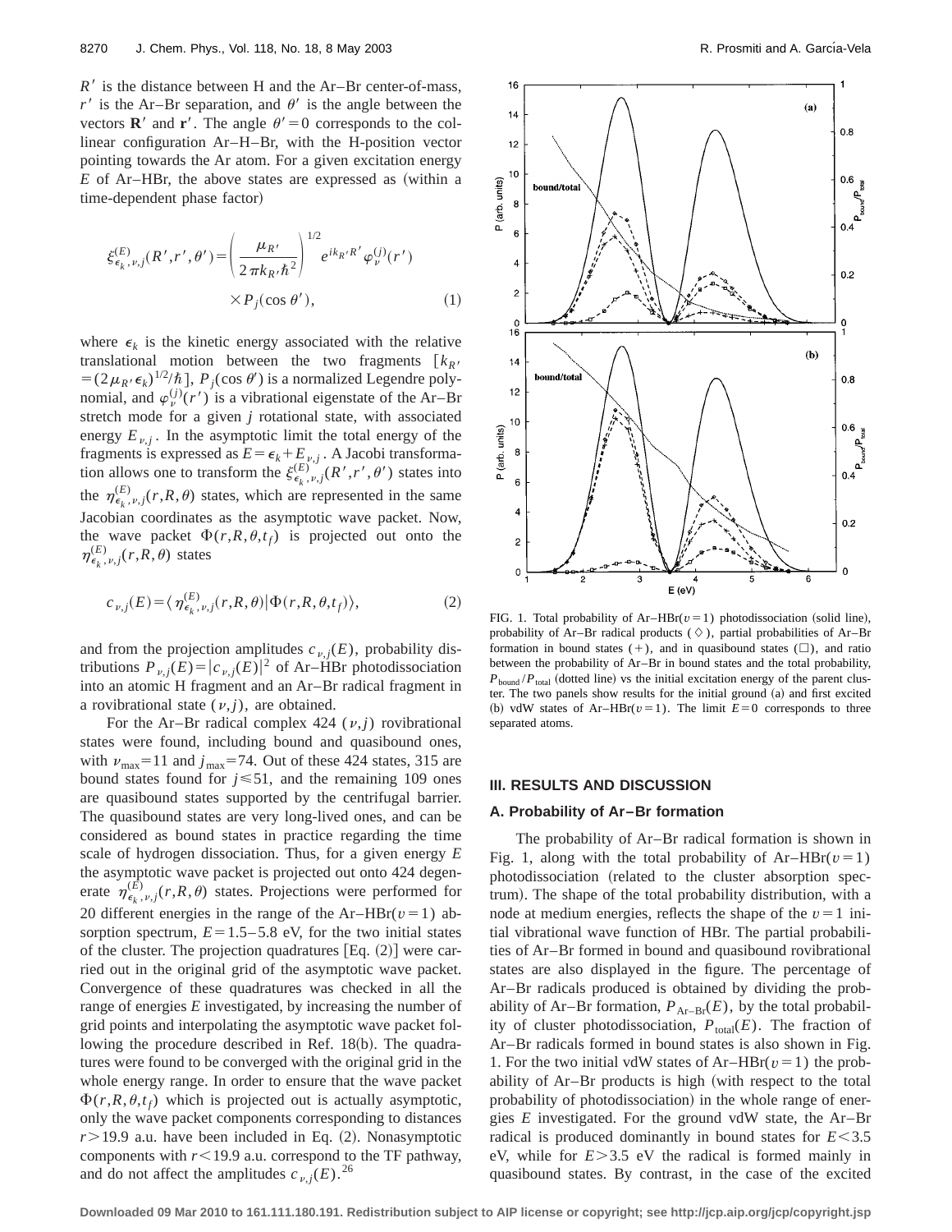$R'$ is the distance between H and the Ar–Br center-of-mass, $r'$ is the Ar–Br separation, and $\theta'$ is the angle between the vectors $\mathbf{R}'$ and $\mathbf{r}'$. The angle $\theta'=0$ corresponds to the collinear configuration Ar–H–Br, with the H-position vector pointing towards the Ar atom. For a given excitation energy $E$ of Ar–HBr, the above states are expressed as (within a time-dependent phase factor)

$$\xi^{(E)}_{\epsilon_k,\nu,j}(R',r',\theta')=\left(\frac{\mu_{R'}}{2\pi k_{R'}\hbar^2}\right)^{1/2} e^{ik_{R'}R'}\varphi^{(j)}_{\nu}(r') \times P_j(\cos\theta'), \tag{1}$$

where $\epsilon_k$ is the kinetic energy associated with the relative translational motion between the two fragments $[k_{R'}=(2\mu_{R'}\epsilon_k)^{1/2}/\hbar]$, $P_j(\cos\theta')$ is a normalized Legendre polynomial, and $\varphi^{(j)}_{\nu}(r')$ is a vibrational eigenstate of the Ar–Br stretch mode for a given $j$ rotational state, with associated energy $E_{\nu,j}$. In the asymptotic limit the total energy of the fragments is expressed as $E=\epsilon_k+E_{\nu,j}$. A Jacobi transformation allows one to transform the $\xi^{(E)}_{\epsilon_k,\nu,j}(R',r',\theta')$ states into the $\eta^{(E)}_{\epsilon_k,\nu,j}(r,R,\theta)$ states, which are represented in the same Jacobian coordinates as the asymptotic wave packet. Now, the wave packet $\Phi(r,R,\theta,t_f)$ is projected out onto the $\eta^{(E)}_{\epsilon_k,\nu,j}(r,R,\theta)$ states

$$c_{\nu,j}(E)=\langle \eta^{(E)}_{\epsilon_k,\nu,j}(r,R,\theta)|\Phi(r,R,\theta,t_f)\rangle, \tag{2}$$

and from the projection amplitudes $c_{\nu,j}(E)$, probability distributions $P_{\nu,j}(E)=|c_{\nu,j}(E)|^2$ of Ar–HBr photodissociation into an atomic H fragment and an Ar–Br radical fragment in a rovibrational state $(\nu,j)$, are obtained.

For the Ar–Br radical complex 424 $(\nu,j)$ rovibrational states were found, including bound and quasibound ones, with $\nu_{max}=11$ and $j_{max}=74$. Out of these 424 states, 315 are bound states found for $j\leqslant 51$, and the remaining 109 ones are quasibound states supported by the centrifugal barrier. The quasibound states are very long-lived ones, and can be considered as bound states in practice regarding the time scale of hydrogen dissociation. Thus, for a given energy $E$ the asymptotic wave packet is projected out onto 424 degenerate $\eta^{(E)}_{\epsilon_k,\nu,j}(r,R,\theta)$ states. Projections were performed for 20 different energies in the range of the Ar–HBr$(v=1)$ absorption spectrum, $E=1.5$–$5.8$ eV, for the two initial states of the cluster. The projection quadratures [Eq. (2)] were carried out in the original grid of the asymptotic wave packet. Convergence of these quadratures was checked in all the range of energies $E$ investigated, by increasing the number of grid points and interpolating the asymptotic wave packet following the procedure described in Ref. 18(b). The quadratures were found to be converged with the original grid in the whole energy range. In order to ensure that the wave packet $\Phi(r,R,\theta,t_f)$ which is projected out is actually asymptotic, only the wave packet components corresponding to distances $r>19.9$ a.u. have been included in Eq. (2). Nonasymptotic components with $r<19.9$ a.u. correspond to the TF pathway, and do not affect the amplitudes $c_{\nu,j}(E)$.[26]

FIG. 1. Total probability of Ar–HBr$(v=1)$ photodissociation (solid line), probability of Ar–Br radical products ($\diamond$), partial probabilities of Ar–Br formation in bound states (+), and in quasibound states ($\square$), and ratio between the probability of Ar–Br in bound states and the total probability, $P_{\text{bound}}/P_{\text{total}}$ (dotted line) vs the initial excitation energy of the parent cluster. The two panels show results for the initial ground (a) and first excited (b) vdW states of Ar–HBr$(v=1)$. The limit $E=0$ corresponds to three separated atoms.

## III. RESULTS AND DISCUSSION

### A. Probability of Ar–Br formation

The probability of Ar–Br radical formation is shown in Fig. 1, along with the total probability of Ar–HBr$(v=1)$ photodissociation (related to the cluster absorption spectrum). The shape of the total probability distribution, a node at medium energies, reflects the shape of the $v=1$ initial vibrational wave function of HBr. The partial probabilities of Ar–Br formed in bound and quasibound rovibrational states are also displayed in the figure. The percentage of Ar–Br radicals produced is obtained by dividing the probability of Ar–Br formation, $P_{\text{Ar–Br}}(E)$, by the total probability of cluster photodissociation, $P_{\text{total}}(E)$. The fraction of Ar–Br radicals formed in bound states is also shown in Fig. 1. For the two initial vdW states of Ar–HBr$(v=1)$ the probability of Ar–Br products is high (with respect to the total probability of photodissociation) in the whole range of energies $E$ investigated. For the ground vdW state, the Ar–Br radical is produced dominantly in bound states for $E<3.5$ eV, while for $E>3.5$ eV the radical is formed mainly in quasibound states. By contrast, in the case of the excited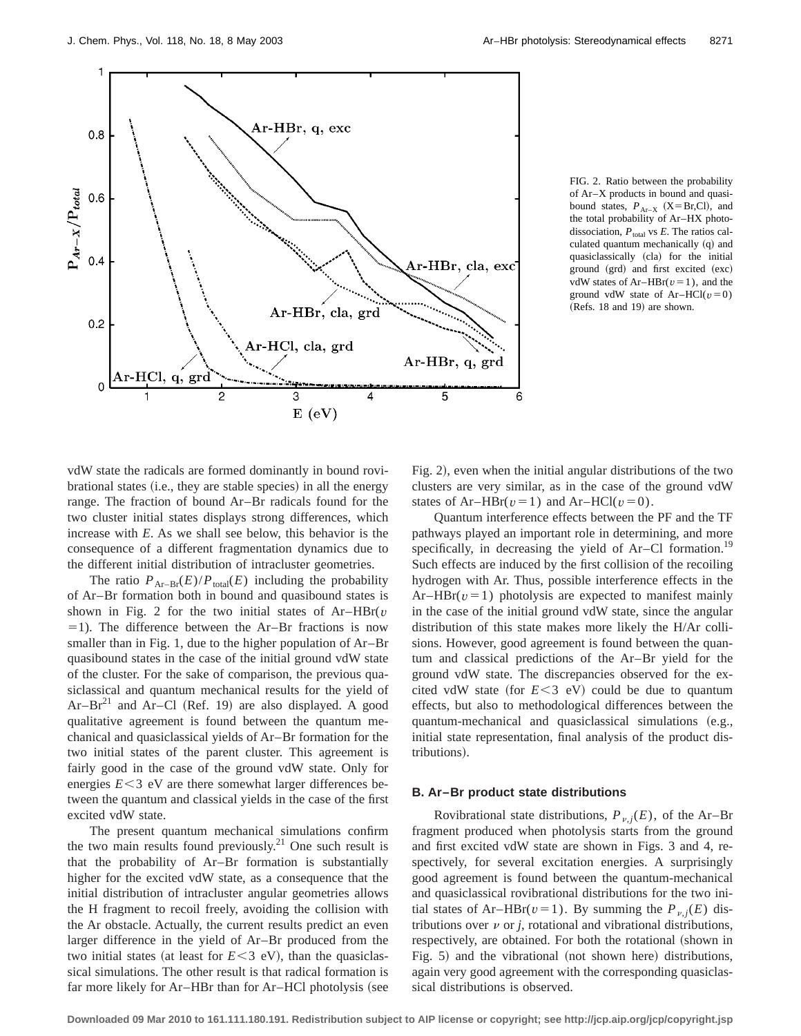FIG. 2. Ratio between the probability of Ar–X products in bound and quasibound states, $P_{\text{Ar-X}}$ (X=Br,Cl), and the total probability of Ar–HX photodissociation, $P_{\text{total}}$ vs $E$. The ratios calculated quantum mechanically (q) and quasiclassically (cla) for the initial ground (grd) and first excited (exc) vdW states of Ar–HBr($v=1$), and the ground vdW state of Ar–HCl($v=0$) (Refs. 18 and 19) are shown.

vdW state the radicals are formed dominantly in bound rovibrational states (i.e., they are stable species) in all the energy range. The fraction of bound Ar–Br radicals found for the two cluster initial states displays strong differences, which increase with $E$. As we shall see below, this behavior is the consequence of a different fragmentation dynamics due to the different initial distribution of intracluster geometries.

The ratio $P_{\text{Ar-Br}}(E)/P_{\text{total}}(E)$ including the probability of Ar–Br formation both in bound and quasibound states is shown in Fig. 2 for the two initial states of Ar–HBr($v=1$). The difference between the Ar–Br fractions is now smaller than in Fig. 1, due to the higher population of Ar–Br quasibound states in the case of the initial ground vdW state of the cluster. For the sake of comparison, the previous quasiclassical and quantum mechanical results for the yield of Ar–Br[21] and Ar–Cl (Ref. 19) are also displayed. A good qualitative agreement is found between the quantum mechanical and quasiclassical yields of Ar–Br formation for the two initial states of the parent cluster. This agreement is fairly good in the case of the ground vdW state. Only for energies $E<3$ eV are there somewhat larger differences between the quantum and classical yields in the case of the first excited vdW state.

The present quantum mechanical simulations confirm the two main results found previously.[21] One such result is that the probability of Ar–Br formation is substantially higher for the excited vdW state, as a consequence that the initial distribution of intracluster angular geometries allows the H fragment to recoil freely, avoiding the collision with the Ar obstacle. Actually, the current results predict an even larger difference in the yield of Ar–Br produced from the two initial states (at least for $E<3$ eV), than the quasiclassical simulations. The other result is that radical formation is far more likely for Ar–HBr than for Ar–HCl photolysis (see Fig. 2), even when the initial angular distributions of the two clusters are very similar, as in the case of the ground vdW states of Ar–HBr($v=1$) and Ar–HCl($v=0$).

Quantum interference effects between the PF and the TF pathways played an important role in determining, and more specifically, in decreasing the yield of Ar–Cl formation.[19] Such effects are induced by the first collision of the recoiling hydrogen with Ar. Thus, possible interference effects in the Ar–HBr($v=1$) photolysis are expected to manifest mainly in the case of the initial ground vdW state, since the angular distribution of this state makes more likely the H/Ar collisions. However, good agreement is found between the quantum and classical predictions of the Ar–Br yield for the ground vdW state. The discrepancies observed for the excited vdW state (for $E<3$ eV) could be due to quantum effects, but also to methodological differences between the quantum-mechanical and quasiclassical simulations (e.g., initial state representation, final analysis of the product distributions).

### B. Ar–Br product state distributions

Rovibrational state distributions, $P_{\nu,j}(E)$, of the Ar–Br fragment produced when photolysis starts from the ground and first excited vdW state are shown in Figs. 3 and 4, respectively, for several excitation energies. A surprisingly good agreement is found between the quantum-mechanical and quasiclassical rovibrational distributions for the two initial states of Ar–HBr($v=1$). By summing the $P_{\nu,j}(E)$ distributions over $\nu$ or $j$, rotational and vibrational distributions, respectively, are obtained. For both the rotational (shown in Fig. 5) and the vibrational (not shown here) distributions, again very good agreement with the corresponding quasiclassical distributions is observed.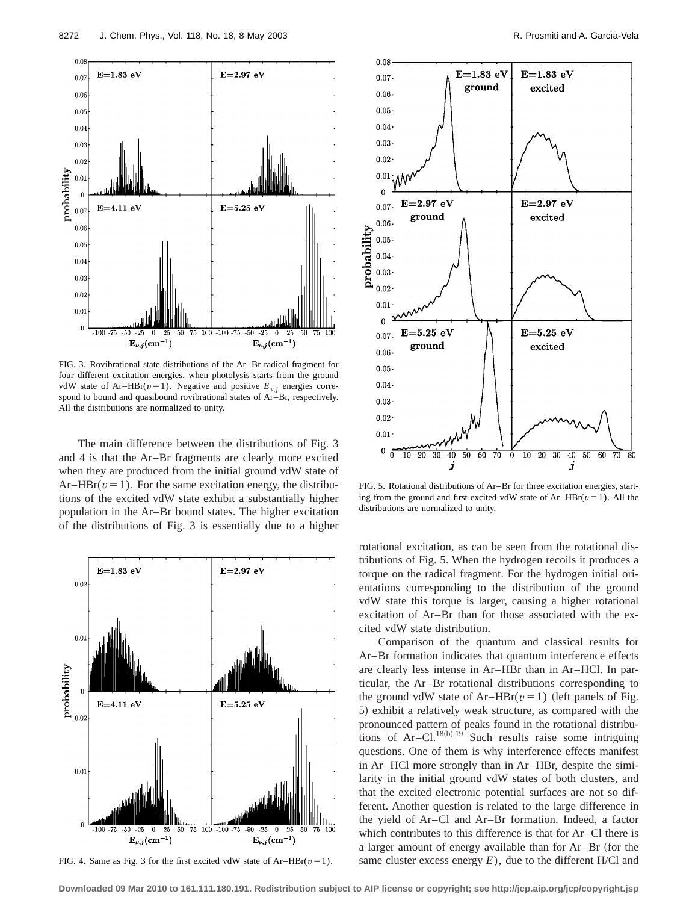FIG. 3. Rovibrational state distributions of the Ar–Br radical fragment for four different excitation energies, when photolysis starts from the ground vdW state of Ar–HBr($v=1$). Negative and positive $E_{\nu,j}$ energies correspond to bound and quasibound rovibrational states of Ar–Br, respectively. All the distributions are normalized to unity.

The main difference between the distributions of Fig. 3 and 4 is that the Ar–Br fragments are clearly more excited when they are produced from the initial ground vdW state of Ar–HBr($v=1$). For the same excitation energy, the distributions of the excited vdW state exhibit a substantially higher population in the Ar–Br bound states. The higher excitation of the distributions of Fig. 3 is essentially due to a higher rotational excitation, as can be seen from the rotational distributions of Fig. 5. When the hydrogen recoils it produces a torque on the radical fragment. For the hydrogen initial orientations corresponding to the distribution of the ground vdW state this torque is larger, causing a higher rotational excitation of Ar–Br than for those associated with the excited vdW state distribution.

FIG. 4. Same as Fig. 3 for the first excited vdW state of Ar–HBr($v=1$).

FIG. 5. Rotational distributions of Ar–Br for three excitation energies, starting from the ground and first excited vdW state of Ar–HBr($v=1$). All the distributions are normalized to unity.

Comparison of the quantum and classical results for Ar–Br formation indicates that quantum interference effects are clearly less intense in Ar–HBr than in Ar–HCl. In particular, the Ar–Br rotational distributions corresponding to the ground vdW state of Ar–HBr($v=1$) (left panels of Fig. 5) exhibit a relatively weak structure, as compared with the pronounced pattern of peaks found in the rotational distributions of Ar–Cl.[18(b),19] Such results raise some intriguing questions. One of them is why interference effects manifest in Ar–HCl more strongly than in Ar–HBr, despite the similarity in the initial ground vdW states of both clusters, and that the excited electronic potential surfaces are not so different. Another question is related to the large difference in the yield of Ar–Cl and Ar–Br formation. Indeed, a factor which contributes to this difference is that for Ar–Cl there is a larger amount of energy available than for Ar–Br (for the same cluster excess energy $E$), due to the different H/Cl and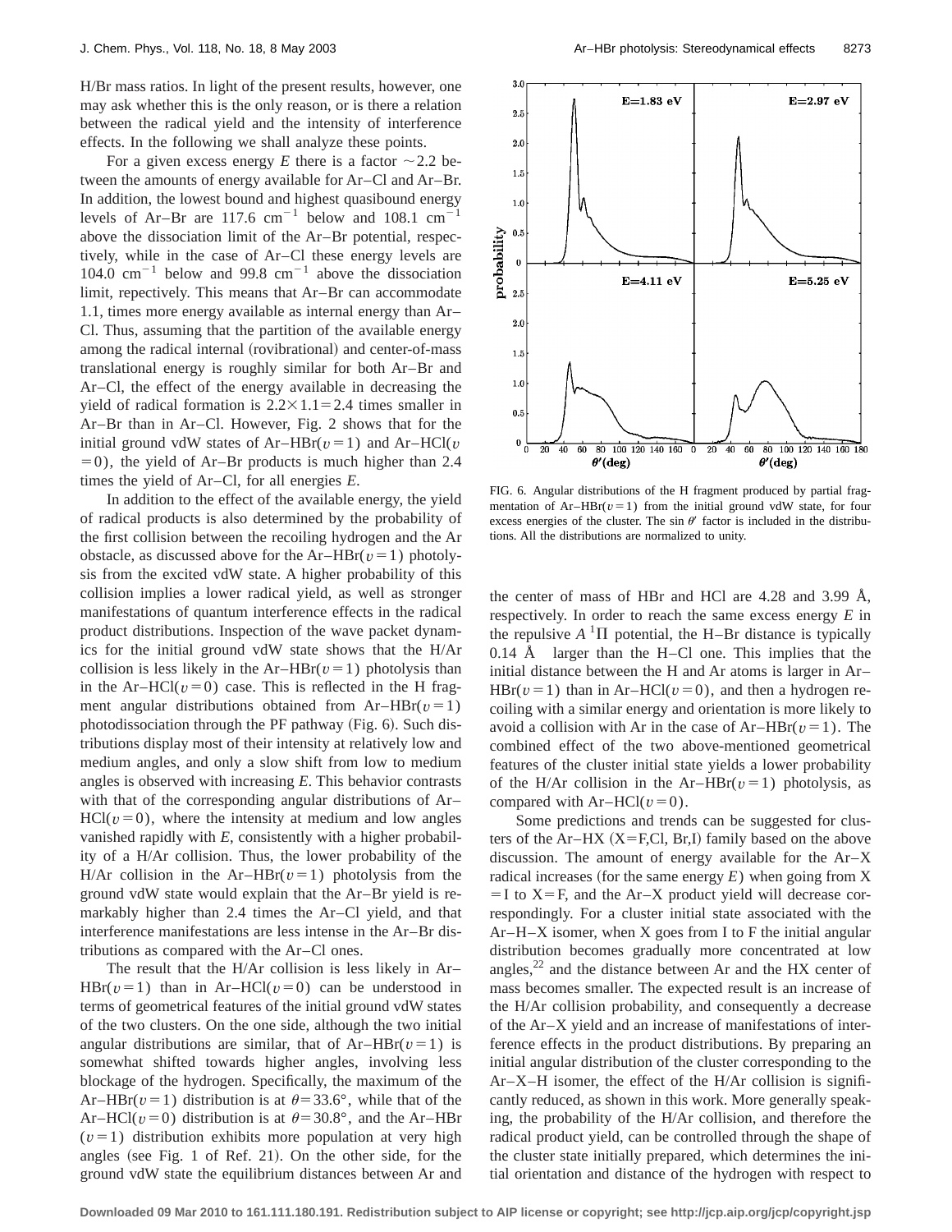H/Br mass ratios. In light of the present results, however, one may ask whether this is the only reason, or is there a relation between the radical yield and the intensity of interference effects. In the following we shall analyze these points.

For a given excess energy $E$ there is a factor $\sim 2.2$ between the amounts of energy available for Ar–Cl and Ar–Br. In addition, the lowest bound and highest quasibound energy levels of Ar–Br are 117.6 $cm^{-1}$ below and 108.1 $cm^{-1}$ above the dissociation limit of the Ar–Br potential, respectively, while in the case of Ar–Cl these energy levels are 104.0 $cm^{-1}$ below and 99.8 $cm^{-1}$ above the dissociation limit, repectively. This means that Ar–Br can accommodate 1.1, times more energy available as internal energy than Ar–Cl. Thus, assuming that the partition of the available energy among the radical internal (rovibrational) and center-of-mass translational energy is roughly similar for both Ar–Br and Ar–Cl, the effect of the energy available in decreasing the yield of radical formation is $2.2 \times 1.1 = 2.4$ times smaller in Ar–Br than in Ar–Cl. However, Fig. 2 shows that for the initial ground vdW states of Ar–HBr($v=1$) and Ar–HCl($v=0$), the yield of Ar–Br products is much higher than 2.4 times the yield of Ar–Cl, for all energies $E$.

In addition to the effect of the available energy, the yield of radical products is also determined by the probability of the first collision between the recoiling hydrogen and the Ar obstacle, as discussed above for the Ar–HBr($v=1$) photolysis from the excited vdW state. A higher probability of this collision implies a lower radical yield, as well as stronger manifestations of quantum interference effects in the radical product distributions. Inspection of the wave packet dynamics for the initial ground vdW state shows that the H/Ar collision is less likely in the Ar–HBr($v=1$) photolysis than in the Ar–HCl($v=0$) case. This is reflected in the H fragment angular distributions obtained from Ar–HBr($v=1$) photodissociation through the PF pathway (Fig. 6). Such distributions display most of their intensity at relatively low and medium angles, and only a slow shift from low to medium angles is observed with increasing $E$. This behavior contrasts with that of the corresponding angular distributions of Ar–HCl($v=0$), where the intensity at medium and low angles vanished rapidly with $E$, consistently with a higher probability of a H/Ar collision. Thus, the lower probability of the H/Ar collision in the Ar–HBr($v=1$) photolysis from the ground vdW state would explain that the Ar–Br yield is remarkably higher than 2.4 times the Ar–Cl yield, and that interference manifestations are less intense in the Ar–Br distributions as compared with the Ar–Cl ones.

The result that the H/Ar collision is less likely in Ar–HBr($v=1$) than in Ar–HCl($v=0$) can be understood in terms of geometrical features of the initial ground vdW states of the two clusters. On the one side, although the two initial angular distributions are similar, that of Ar–HBr($v=1$) is somewhat shifted towards higher angles, involving less blockage of the hydrogen. Specifically, the maximum of the Ar–HBr($v=1$) distribution is at $\theta = 33.6°$, while that of the Ar–HCl($v=0$) distribution is at $\theta = 30.8°$, and the Ar–HBr ($v=1$) distribution exhibits more population at very high angles (see Fig. 1 of Ref. 21). On the other side, for the ground vdW state the equilibrium distances between Ar and the center of mass of HBr and HCl are 4.28 and 3.99 Å, respectively. In order to reach the same excess energy $E$ in the repulsive $A\,^1\Pi$ potential, the H–Br distance is typically 0.14 Å larger than the H–Cl one. This implies that the initial distance between the H and Ar atoms is larger in Ar–HBr($v=1$) than in Ar–HCl($v=0$), and then a hydrogen recoiling with a similar energy and orientation is more likely to avoid a collision with Ar in the case of Ar–HBr($v=1$). The combined effect of the two above-mentioned geometrical features of the cluster initial state yields a lower probability of the H/Ar collision in the Ar–HBr($v=1$) photolysis, as compared with Ar–HCl($v=0$).

Some predictions and trends can be suggested for clusters of the Ar–HX (X=F,Cl, Br,I) family based on the above discussion. The amount of energy available for the Ar–X radical increases (for the same energy $E$) when going from X=I to X=F, and the Ar–X product yield will decrease correspondingly. For a cluster initial state associated with the Ar–H–X isomer, when X goes from I to F the initial angular distribution becomes gradually more concentrated at low angles,[22] and the distance between Ar and the HX center of mass becomes smaller. The expected result is an increase of the H/Ar collision probability, and consequently a decrease of the Ar–X yield and an increase of manifestations of interference effects in the product distributions. By preparing an initial angular distribution of the cluster corresponding to the Ar–X–H isomer, the effect of the H/Ar collision is significantly reduced, as shown in this work. More generally speaking, the probability of the H/Ar collision, and therefore the radical product yield, can be controlled through the shape of the cluster state initially prepared, which determines the initial orientation and distance of the hydrogen with respect to

FIG. 6. Angular distributions of the H fragment produced by partial fragmentation of Ar–HBr($v=1$) from the initial ground vdW state, for four excess energies of the cluster. The $\sin\theta'$ factor is included in the distributions. All the distributions are normalized to unity.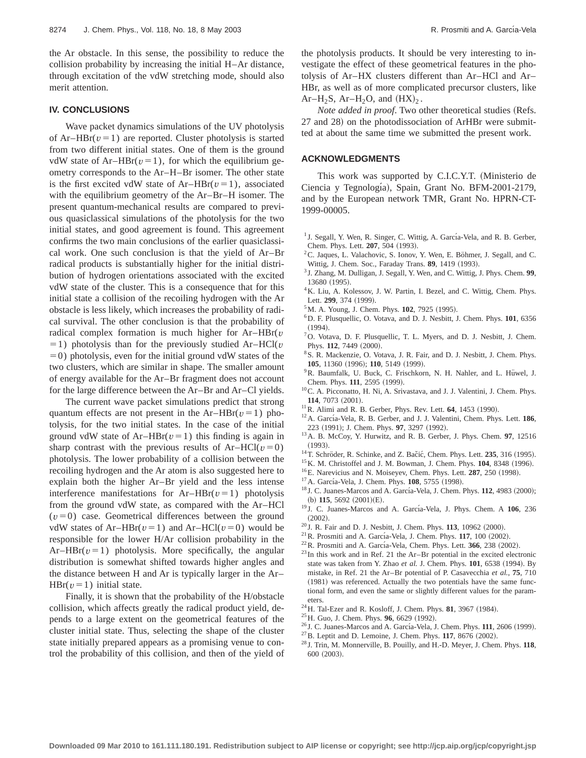the Ar obstacle. In this sense, the possibility to reduce the collision probability by increasing the initial H–Ar distance, through excitation of the vdW stretching mode, should also merit attention.

## IV. CONCLUSIONS

Wave packet dynamics simulations of the UV photolysis of Ar–HBr($v=1$) are reported. Cluster photolysis is started from two different initial states. One of them is the ground vdW state of Ar–HBr($v=1$), for which the equilibrium geometry corresponds to the Ar–H–Br isomer. The other state is the first excited vdW state of Ar–HBr($v=1$), associated with the equilibrium geometry of the Ar–Br–H isomer. The present quantum-mechanical results are compared to previous quasiclassical simulations of the photolysis for the two initial states, and good agreement is found. This agreement confirms the two main conclusions of the earlier quasiclassical work. One such conclusion is that the yield of Ar–Br radical products is substantially higher for the initial distribution of hydrogen orientations associated with the excited vdW state of the cluster. This is a consequence that for this initial state a collision of the recoiling hydrogen with the Ar obstacle is less likely, which increases the probability of radical survival. The other conclusion is that the probability of radical complex formation is much higher for Ar–HBr($v=1$) photolysis than for the previously studied Ar–HCl($v=0$) photolysis, even for the initial ground vdW states of the two clusters, which are similar in shape. The smaller amount of energy available for the Ar–Br fragment does not account for the large difference between the Ar–Br and Ar–Cl yields.

The current wave packet simulations predict that strong quantum effects are not present in the Ar–HBr($v=1$) photolysis, for the two initial states. In the case of the initial ground vdW state of Ar–HBr($v=1$) this finding is again in sharp contrast with the previous results of Ar–HCl($v=0$) photolysis. The lower probability of a collision between the recoiling hydrogen and the Ar atom is also suggested here to explain both the higher Ar–Br yield and the less intense interference manifestations for Ar–HBr($v=1$) photolysis from the ground vdW state, as compared with the Ar–HCl ($v=0$) case. Geometrical differences between the ground vdW states of Ar–HBr($v=1$) and Ar–HCl($v=0$) would be responsible for the lower H/Ar collision probability in the Ar–HBr($v=1$) photolysis. More specifically, the angular distribution is somewhat shifted towards higher angles and the distance between H and Ar is typically larger in the Ar–HBr($v=1$) initial state.

Finally, it is shown that the probability of the H/obstacle collision, which affects greatly the radical product yield, depends to a large extent on the geometrical features of the cluster initial state. Thus, selecting the shape of the cluster state initially prepared appears as a promising venue to control the probability of this collision, and then of the yield of the photolysis products. It should be very interesting to investigate the effect of these geometrical features in the photolysis of Ar–HX clusters different than Ar–HCl and Ar–HBr, as well as of more complicated precursor clusters, like Ar–$H_2S$, Ar–$H_2O$, and $(HX)_2$.

*Note added in proof*. Two other theoretical studies (Refs. 27 and 28) on the photodissociation of ArHBr were submitted at about the same time we submitted the present work.

## ACKNOWLEDGMENTS

This work was supported by C.I.C.Y.T. (Ministerio de Ciencia y Tegnología), Spain, Grant No. BFM-2001-2179, and by the European network TMR, Grant No. HPRN-CT-1999-00005.

[1] J. Segall, Y. Wen, R. Singer, C. Wittig, A. García-Vela, and R. B. Gerber, Chem. Phys. Lett. **207**, 504 (1993).
[2] C. Jaques, L. Valachovic, S. Ionov, Y. Wen, E. Böhmer, J. Segall, and C. Wittig, J. Chem. Soc., Faraday Trans. **89**, 1419 (1993).
[3] J. Zhang, M. Dulligan, J. Segall, Y. Wen, and C. Wittig, J. Phys. Chem. **99**, 13680 (1995).
[4] K. Liu, A. Kolessov, J. W. Partin, I. Bezel, and C. Wittig, Chem. Phys. Lett. **299**, 374 (1999).
[5] M. A. Young, J. Chem. Phys. **102**, 7925 (1995).
[6] D. F. Plusquellic, O. Votava, and D. J. Nesbitt, J. Chem. Phys. **101**, 6356 (1994).
[7] O. Votava, D. F. Plusquellic, T. L. Myers, and D. J. Nesbitt, J. Chem. Phys. **112**, 7449 (2000).
[8] S. R. Mackenzie, O. Votava, J. R. Fair, and D. J. Nesbitt, J. Chem. Phys. **105**, 11360 (1996); **110**, 5149 (1999).
[9] R. Baumfalk, U. Buck, C. Frischkorn, N. H. Nahler, and L. Hüwel, J. Chem. Phys. **111**, 2595 (1999).
[10] C. A. Picconatto, H. Ni, A. Srivastava, and J. J. Valentini, J. Chem. Phys. **114**, 7073 (2001).
[11] R. Alimi and R. B. Gerber, Phys. Rev. Lett. **64**, 1453 (1990).
[12] A. García-Vela, R. B. Gerber, and J. J. Valentini, Chem. Phys. Lett. **186**, 223 (1991); J. Chem. Phys. **97**, 3297 (1992).
[13] A. B. McCoy, Y. Hurwitz, and R. B. Gerber, J. Phys. Chem. **97**, 12516 (1993).
[14] T. Schröder, R. Schinke, and Z. Bačić, Chem. Phys. Lett. **235**, 316 (1995).
[15] K. M. Christoffel and J. M. Bowman, J. Chem. Phys. **104**, 8348 (1996).
[16] E. Narevicius and N. Moiseyev, Chem. Phys. Lett. **287**, 250 (1998).
[17] A. García-Vela, J. Chem. Phys. **108**, 5755 (1998).
[18] J. C. Juanes-Marcos and A. García-Vela, J. Chem. Phys. **112**, 4983 (2000); (b) **115**, 5692 (2001)(E).
[19] J. C. Juanes-Marcos and A. García-Vela, J. Phys. Chem. A **106**, 236 (2002).
[20] J. R. Fair and D. J. Nesbitt, J. Chem. Phys. **113**, 10962 (2000).
[21] R. Prosmiti and A. García-Vela, J. Chem. Phys. **117**, 100 (2002).
[22] R. Prosmiti and A. García-Vela, Chem. Phys. Lett. **366**, 238 (2002).
[23] In this work and in Ref. 21 the Ar–Br potential in the excited electronic state was taken from Y. Zhao *et al.* J. Chem. Phys. **101**, 6538 (1994). By mistake, in Ref. 21 the Ar–Br potential of P. Casavecchia *et al.*, **75**, 710 (1981) was referenced. Actually the two potentials have the same functional form, and even the same or slightly different values for the parameters.
[24] H. Tal-Ezer and R. Kosloff, J. Chem. Phys. **81**, 3967 (1984).
[25] H. Guo, J. Chem. Phys. **96**, 6629 (1992).
[26] J. C. Juanes-Marcos and A. García-Vela, J. Chem. Phys. **111**, 2606 (1999).
[27] B. Leptit and D. Lemoine, J. Chem. Phys. **117**, 8676 (2002).
[28] J. Trin, M. Monnerville, B. Pouilly, and H.-D. Meyer, J. Chem. Phys. **118**, 600 (2003).